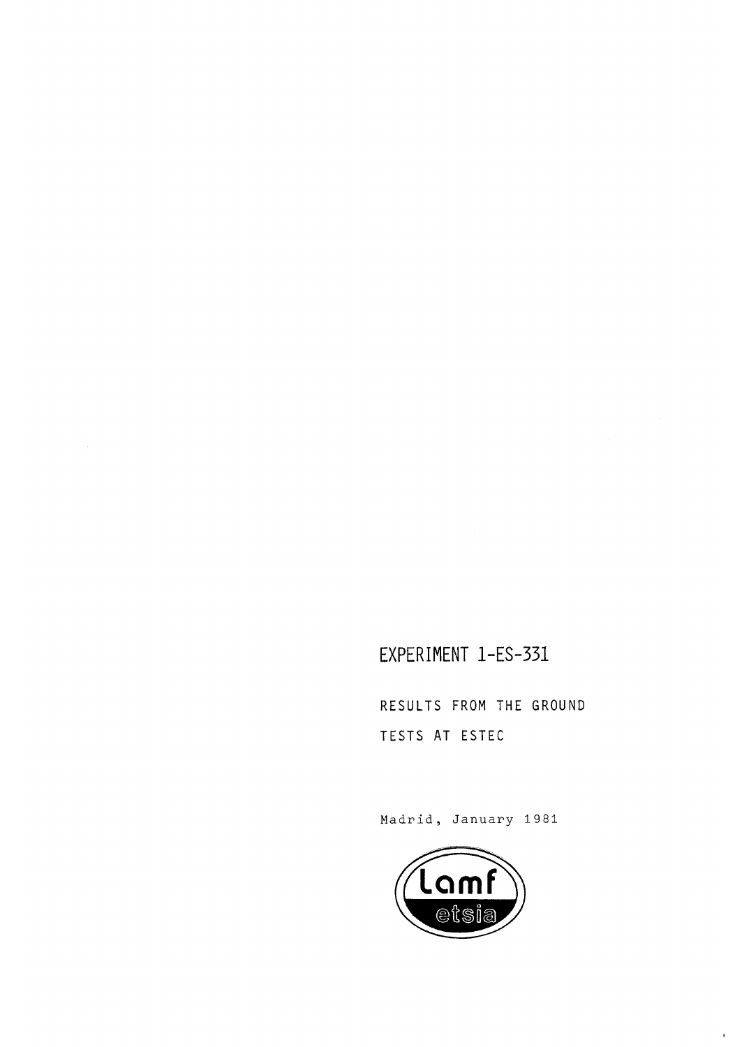# EXPERIMENT 1-ES-331

RESULTS FROM THE GROUND TESTS AT ESTEC

Madrid, January 1981

Lamf

etsia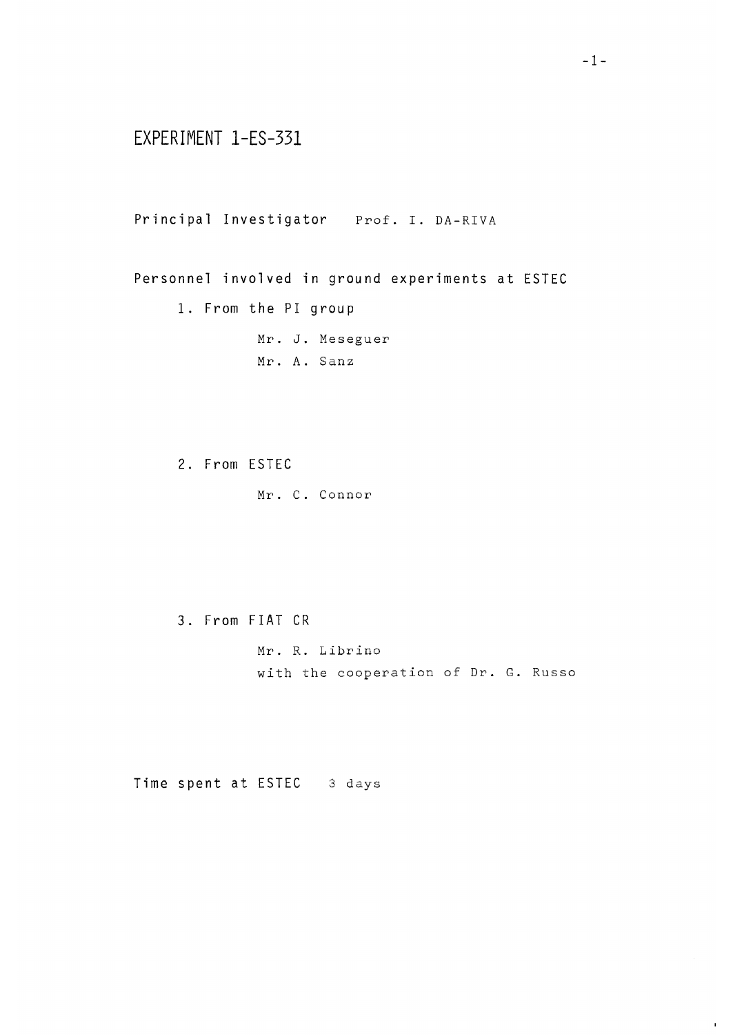# EXPERIMENT 1-ES-331

Principal Investigator Prof. I. DA-RIVA

Personnel involved in ground experiments at ESTEC

1. From the PI group

   Mr. J. Meseguer
   Mr. A. Sanz

2. From ESTEC

   Mr. C. Connor

3. From FIAT CR

   Mr. R. Librino
   with the cooperation of Dr. G. Russo

Time spent at ESTEC 3 days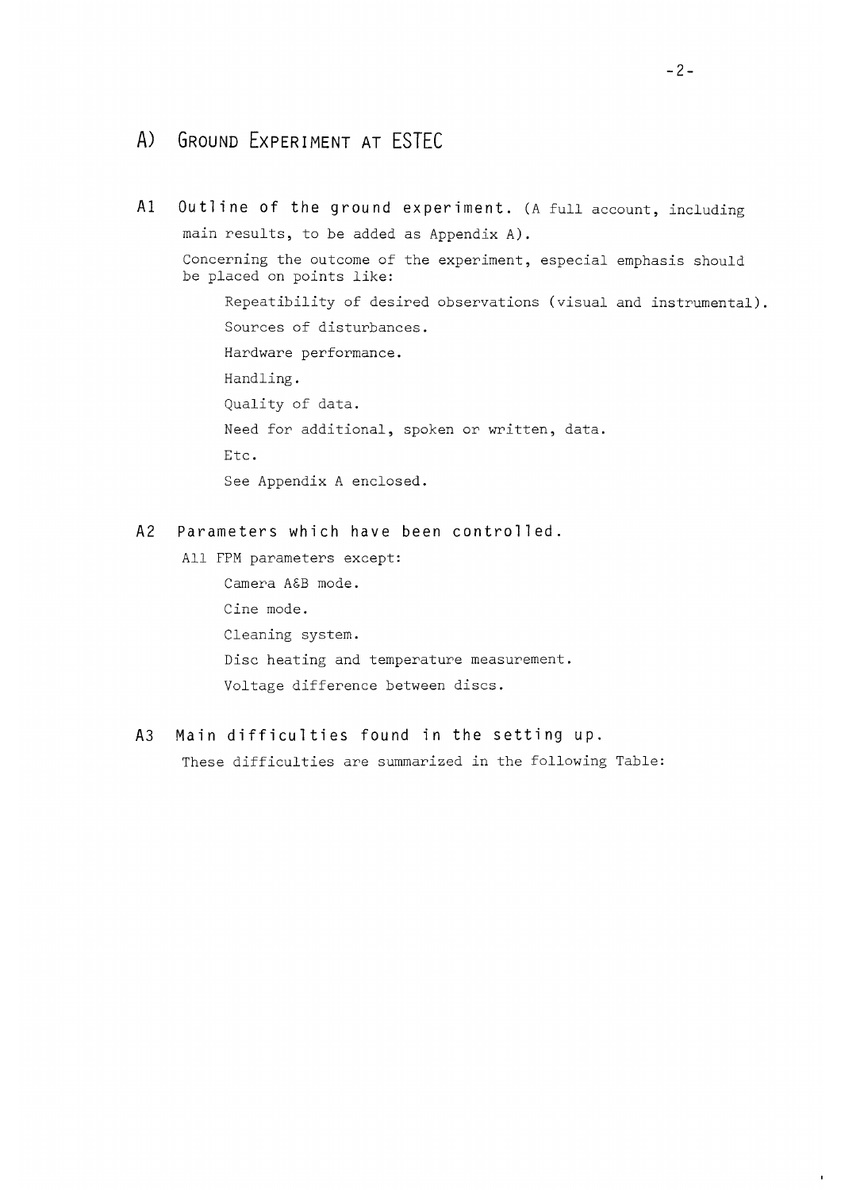## A) Ground Experiment at ESTEC

### A1 Outline of the ground experiment. (A full account, including main results, to be added as Appendix A).

Concerning the outcome of the experiment, especial emphasis should be placed on points like:

- Repeatibility of desired observations (visual and instrumental).
- Sources of disturbances.
- Hardware performance.
- Handling.
- Quality of data.
- Need for additional, spoken or written, data.
- Etc.

See Appendix A enclosed.

### A2 Parameters which have been controlled.

All FPM parameters except:

- Camera A&B mode.
- Cine mode.
- Cleaning system.
- Disc heating and temperature measurement.
- Voltage difference between discs.

### A3 Main difficulties found in the setting up.

These difficulties are summarized in the following Table: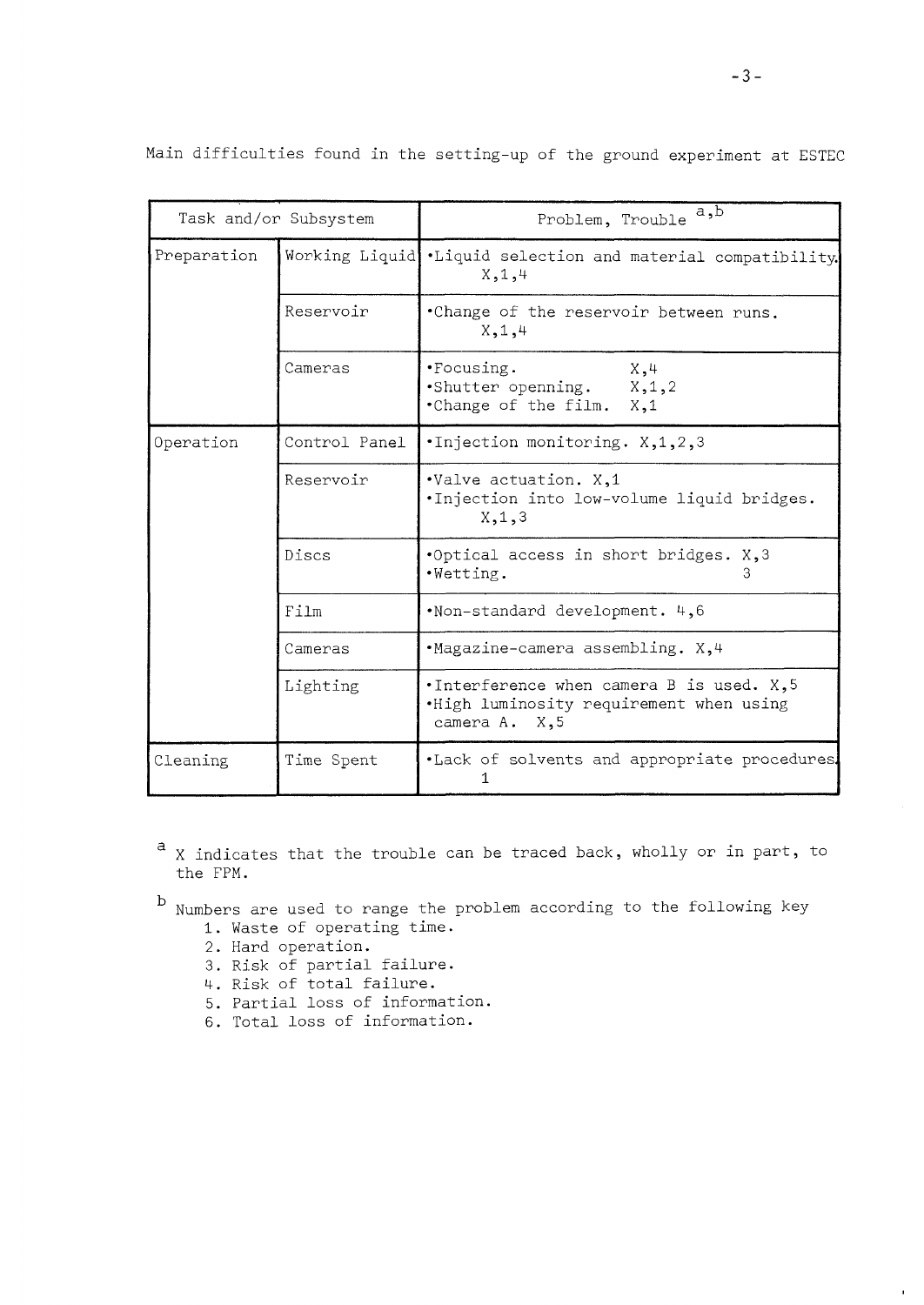Main difficulties found in the setting-up of the ground experiment at ESTEC

| Task and/or Subsystem | | Problem, Trouble [a,b] |
|---|---|---|
| Preparation | Working Liquid | •Liquid selection and material compatibility. X,1,4 |
| | Reservoir | •Change of the reservoir between runs. X,1,4 |
| | Cameras | •Focusing. X,4<br>•Shutter openning. X,1,2<br>•Change of the film. X,1 |
| Operation | Control Panel | •Injection monitoring. X,1,2,3 |
| | Reservoir | •Valve actuation. X,1<br>•Injection into low-volume liquid bridges. X,1,3 |
| | Discs | •Optical access in short bridges. X,3<br>•Wetting. 3 |
| | Film | •Non-standard development. 4,6 |
| | Cameras | •Magazine-camera assembling. X,4 |
| | Lighting | •Interference when camera B is used. X,5<br>•High luminosity requirement when using camera A. X,5 |
| Cleaning | Time Spent | •Lack of solvents and appropriate procedures. 1 |

[a] X indicates that the trouble can be traced back, wholly or in part, to the FPM.

[b] Numbers are used to range the problem according to the following key

1. Waste of operating time.
2. Hard operation.
3. Risk of partial failure.
4. Risk of total failure.
5. Partial loss of information.
6. Total loss of information.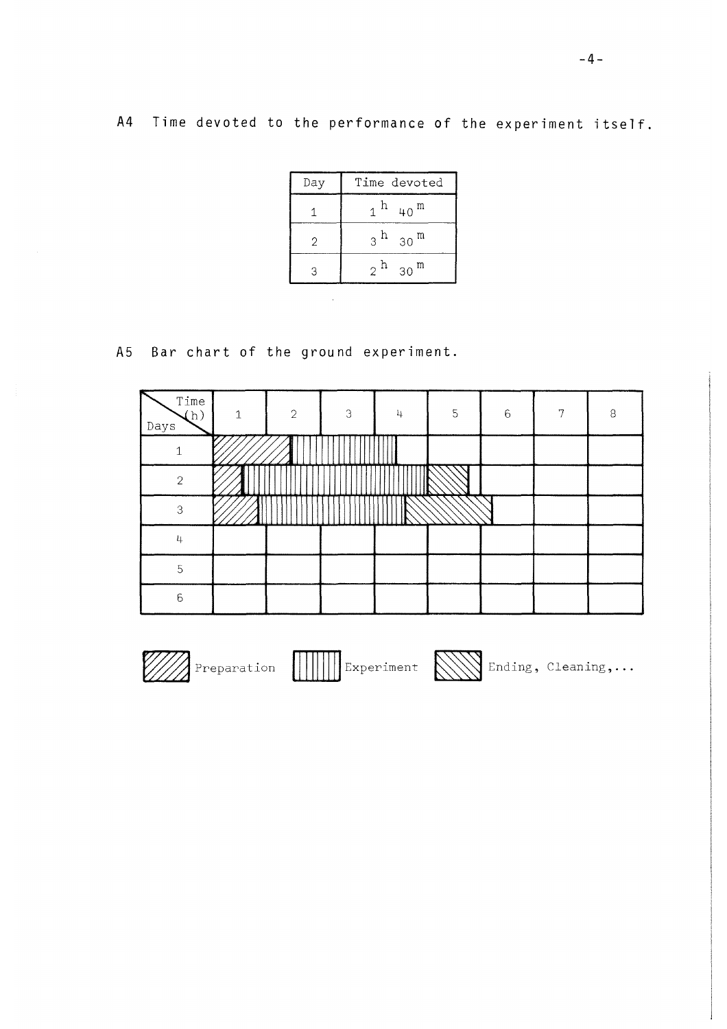A4 Time devoted to the performance of the experiment itself.

| Day | Time devoted |
|---|---|
| 1 | $1^h\ 40^m$ |
| 2 | $3^h\ 30^m$ |
| 3 | $2^h\ 30^m$ |

A5 Bar chart of the ground experiment.

| Days \ Time (h) | 1 | 2 | 3 | 4 | 5 | 6 | 7 | 8 |
|---|---|---|---|---|---|---|---|---|
| 1 | Preparation | Preparation / Experiment | Experiment | Experiment | | | | |
| 2 | Preparation / Experiment | Experiment | Experiment | Experiment | Ending, Cleaning,... | | | |
| 3 | Preparation / Experiment | Experiment | Experiment | Experiment / Ending, Cleaning,... | Ending, Cleaning,... | Ending, Cleaning,... | | |
| 4 | | | | | | | | |
| 5 | | | | | | | | |
| 6 | | | | | | | | |

Preparation &nbsp;&nbsp; Experiment &nbsp;&nbsp; Ending, Cleaning,...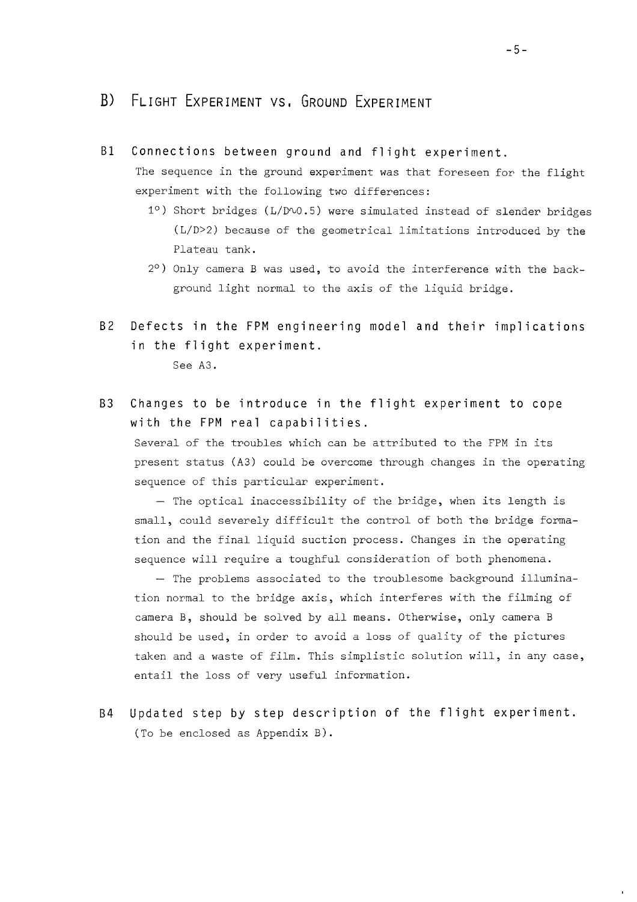## B) FLIGHT EXPERIMENT VS. GROUND EXPERIMENT

### B1 Connections between ground and flight experiment.

The sequence in the ground experiment was that foreseen for the flight experiment with the following two differences:

1°) Short bridges ($L/D \sim 0.5$) were simulated instead of slender bridges ($L/D > 2$) because of the geometrical limitations introduced by the Plateau tank.

2°) Only camera B was used, to avoid the interference with the background light normal to the axis of the liquid bridge.

### B2 Defects in the FPM engineering model and their implications in the flight experiment.

See A3.

### B3 Changes to be introduce in the flight experiment to cope with the FPM real capabilities.

Several of the troubles which can be attributed to the FPM in its present status (A3) could be overcome through changes in the operating sequence of this particular experiment.

— The optical inaccessibility of the bridge, when its length is small, could severely difficult the control of both the bridge formation and the final liquid suction process. Changes in the operating sequence will require a toughful consideration of both phenomena.

— The problems associated to the troublesome background illumination normal to the bridge axis, which interferes with the filming of camera B, should be solved by all means. Otherwise, only camera B should be used, in order to avoid a loss of quality of the pictures taken and a waste of film. This simplistic solution will, in any case, entail the loss of very useful information.

### B4 Updated step by step description of the flight experiment.

(To be enclosed as Appendix B).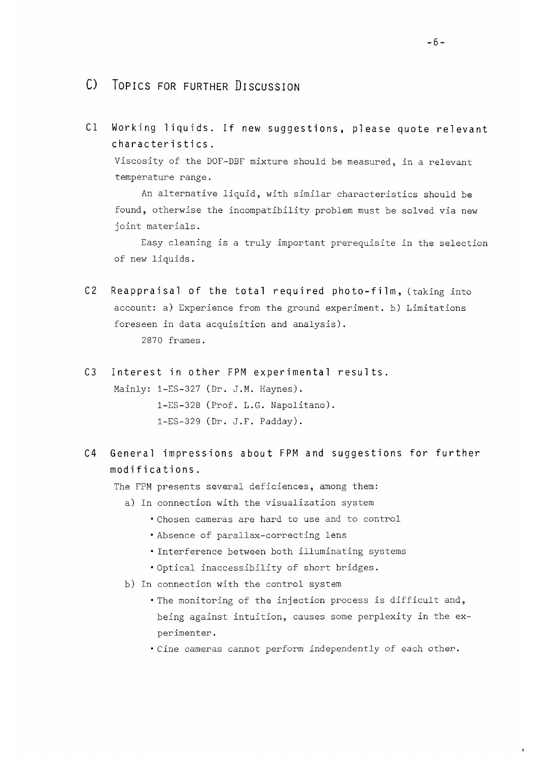## C) Topics for Further Discussion

**C1 Working liquids. If new suggestions, please quote relevant characteristics.**

Viscosity of the DOF-DBF mixture should be measured, in a relevant temperature range.

An alternative liquid, with similar characteristics should be found, otherwise the incompatibility problem must be solved via new joint materials.

Easy cleaning is a truly important prerequisite in the selection of new liquids.

**C2 Reappraisal of the total required photo-film,** (taking into account: a) Experience from the ground experiment. b) Limitations foreseen in data acquisition and analysis).

2870 frames.

**C3 Interest in other FPM experimental results.**

Mainly: 1-ES-327 (Dr. J.M. Haynes).
1-ES-328 (Prof. L.G. Napolitano).
1-ES-329 (Dr. J.F. Padday).

**C4 General impressions about FPM and suggestions for further modifications.**

The FPM presents several deficiences, among them:

a) In connection with the visualization system
- Chosen cameras are hard to use and to control
- Absence of parallax-correcting lens
- Interference between both illuminating systems
- Optical inaccessibility of short bridges.

b) In connection with the control system
- The monitoring of the injection process is difficult and, being against intuition, causes some perplexity in the experimenter.
- Cine cameras cannot perform independently of each other.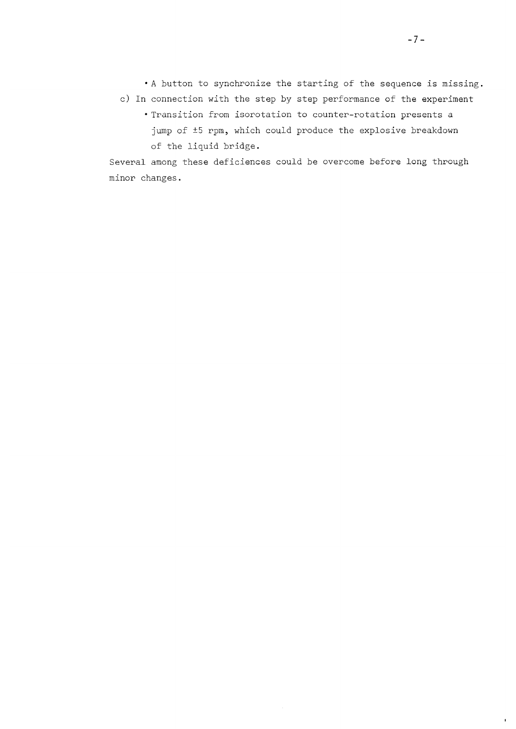- A button to synchronize the starting of the sequence is missing.

c) In connection with the step by step performance of the experiment

- Transition from isorotation to counter-rotation presents a jump of ±5 rpm, which could produce the explosive breakdown of the liquid bridge.

Several among these deficiences could be overcome before long through minor changes.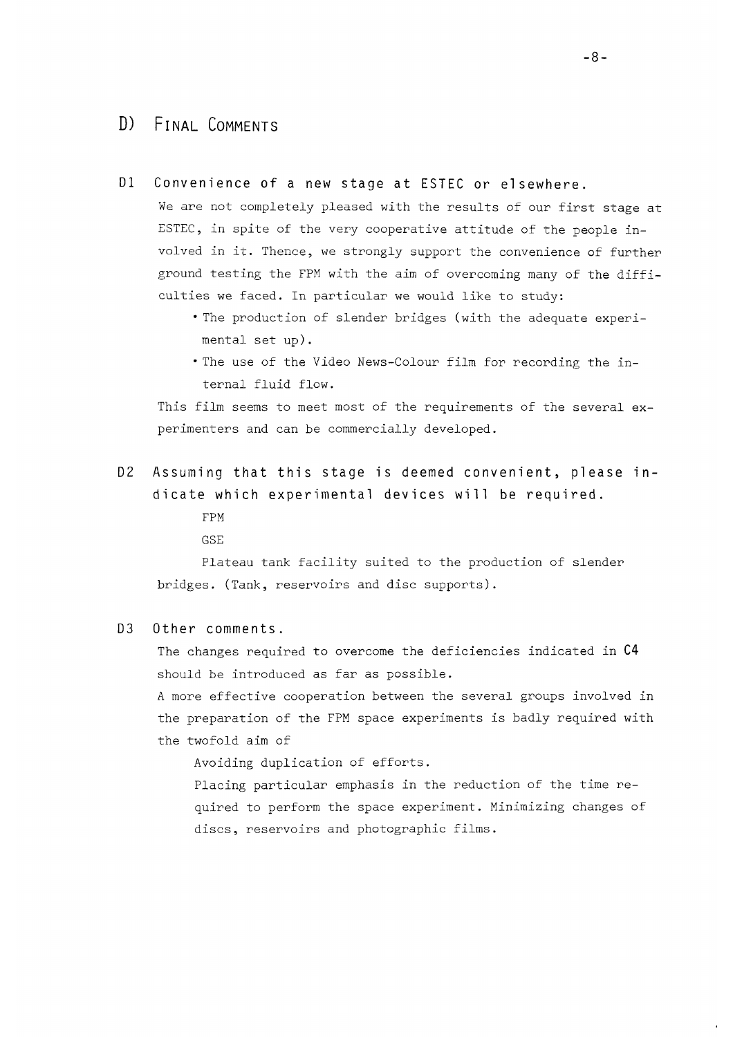## D) FINAL COMMENTS

### D1 Convenience of a new stage at ESTEC or elsewhere.

We are not completely pleased with the results of our first stage at ESTEC, in spite of the very cooperative attitude of the people involved in it. Thence, we strongly support the convenience of further ground testing the FPM with the aim of overcoming many of the difficulties we faced. In particular we would like to study:

- The production of slender bridges (with the adequate experimental set up).
- The use of the Video News-Colour film for recording the internal fluid flow.

This film seems to meet most of the requirements of the several experimenters and can be commercially developed.

### D2 Assuming that this stage is deemed convenient, please indicate which experimental devices will be required.

FPM

GSE

Plateau tank facility suited to the production of slender bridges. (Tank, reservoirs and disc supports).

### D3 Other comments.

The changes required to overcome the deficiencies indicated in C4 should be introduced as far as possible.

A more effective cooperation between the several groups involved in the preparation of the FPM space experiments is badly required with the twofold aim of

Avoiding duplication of efforts.

Placing particular emphasis in the reduction of the time required to perform the space experiment. Minimizing changes of discs, reservoirs and photographic films.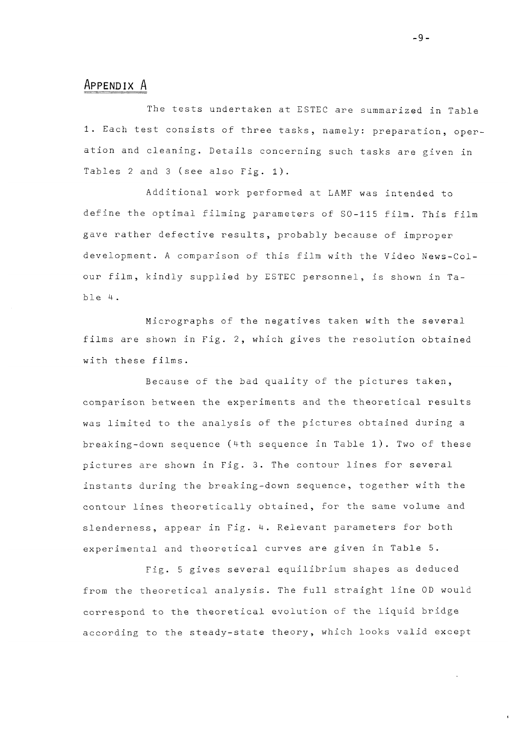## APPENDIX A

The tests undertaken at ESTEC are summarized in Table 1. Each test consists of three tasks, namely: preparation, operation and cleaning. Details concerning such tasks are given in Tables 2 and 3 (see also Fig. 1).

Additional work performed at LAMF was intended to define the optimal filming parameters of SO-115 film. This film gave rather defective results, probably because of improper development. A comparison of this film with the Video News-Colour film, kindly supplied by ESTEC personnel, is shown in Table 4.

Micrographs of the negatives taken with the several films are shown in Fig. 2, which gives the resolution obtained with these films.

Because of the bad quality of the pictures taken, comparison between the experiments and the theoretical results was limited to the analysis of the pictures obtained during a breaking-down sequence (4th sequence in Table 1). Two of these pictures are shown in Fig. 3. The contour lines for several instants during the breaking-down sequence, together with the contour lines theoretically obtained, for the same volume and slenderness, appear in Fig. 4. Relevant parameters for both experimental and theoretical curves are given in Table 5.

Fig. 5 gives several equilibrium shapes as deduced from the theoretical analysis. The full straight line OD would correspond to the theoretical evolution of the liquid bridge according to the steady-state theory, which looks valid except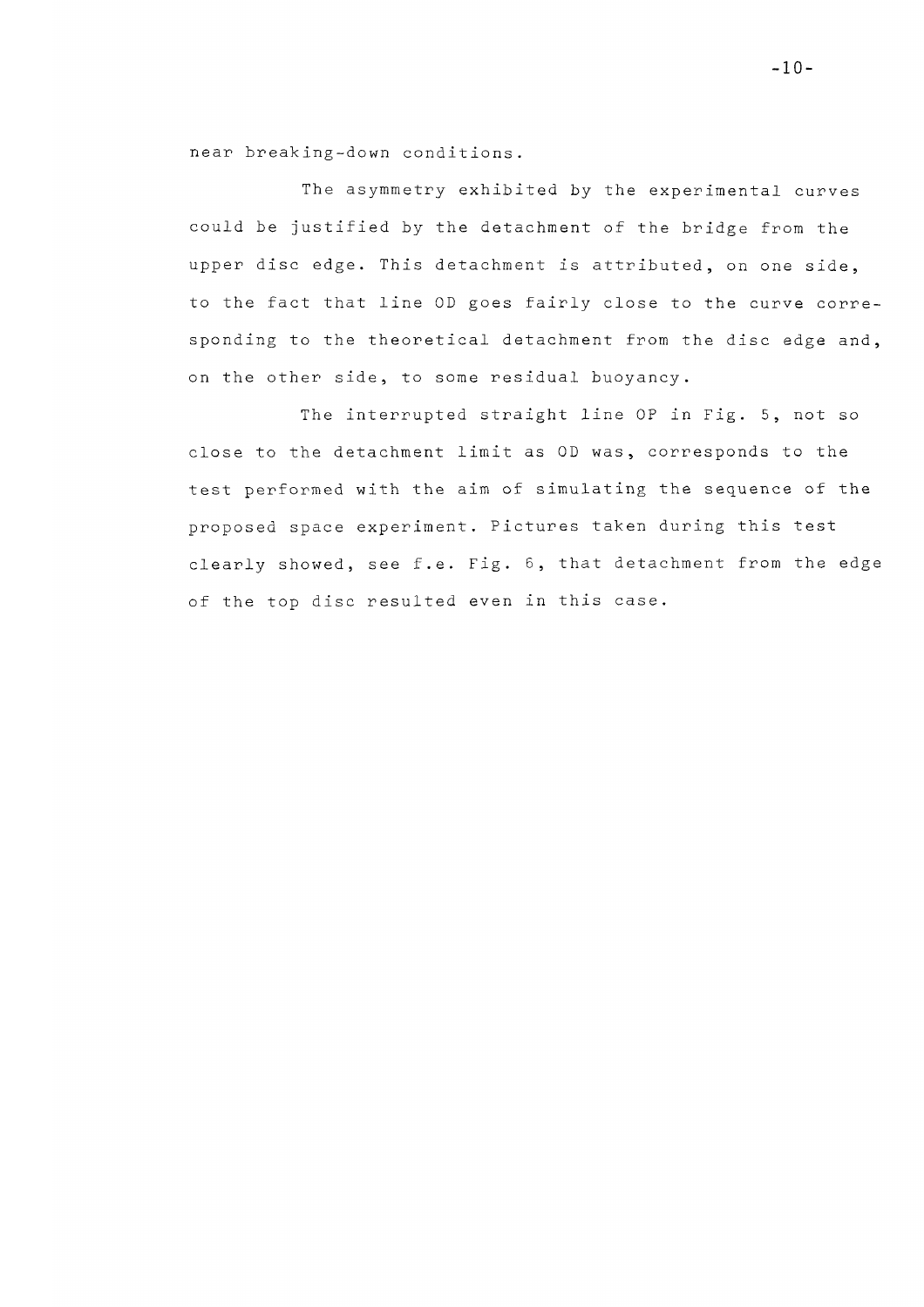near breaking-down conditions.

The asymmetry exhibited by the experimental curves could be justified by the detachment of the bridge from the upper disc edge. This detachment is attributed, on one side, to the fact that line OD goes fairly close to the curve corresponding to the theoretical detachment from the disc edge and, on the other side, to some residual buoyancy.

The interrupted straight line OP in Fig. 5, not so close to the detachment limit as OD was, corresponds to the test performed with the aim of simulating the sequence of the proposed space experiment. Pictures taken during this test clearly showed, see f.e. Fig. 6, that detachment from the edge of the top disc resulted even in this case.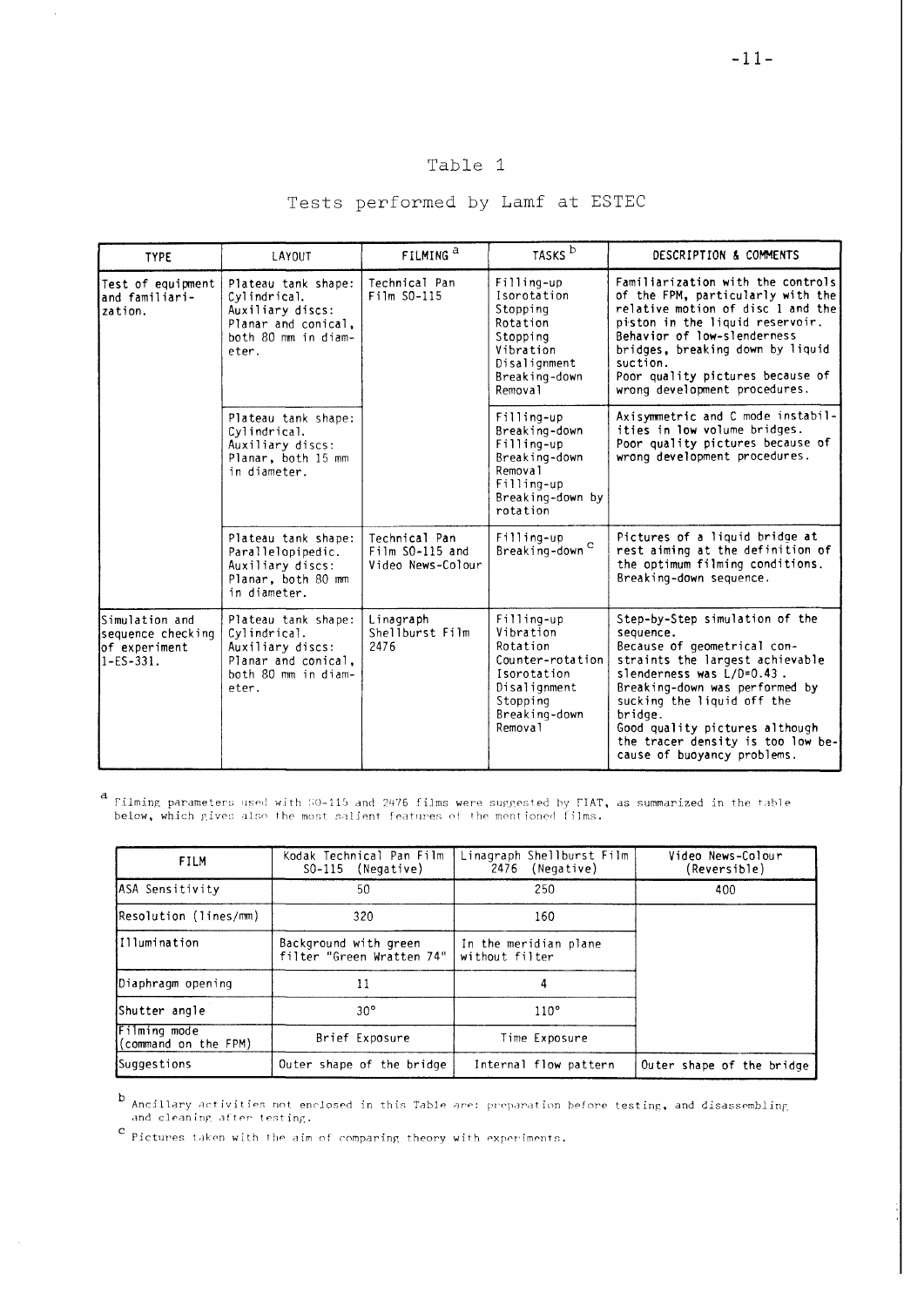Table 1

Tests performed by Lamf at ESTEC

| TYPE | LAYOUT | FILMING [a] | TASKS [b] | DESCRIPTION & COMMENTS |
|---|---|---|---|---|
| Test of equipment and familiarization. | Plateau tank shape: Cylindrical. Auxiliary discs: Planar and conical, both 80 mm in diameter. | Technical Pan Film SO-115 | Filling-up Isorotation Stopping Rotation Stopping Vibration Disalignment Breaking-down Removal | Familiarization with the controls of the FPM, particularly with the relative motion of disc 1 and the piston in the liquid reservoir. Behavior of low-slenderness bridges, breaking down by liquid suction. Poor quality pictures because of wrong development procedures. |
| | Plateau tank shape: Cylindrical. Auxiliary discs: Planar, both 15 mm in diameter. | | Filling-up Breaking-down Filling-up Breaking-down Removal Filling-up Breaking-down by rotation | Axisymmetric and C mode instabilities in low volume bridges. Poor quality pictures because of wrong development procedures. |
| | Plateau tank shape: Parallelopipedic. Auxiliary discs: Planar, both 80 mm in diameter. | Technical Pan Film SO-115 and Video News-Colour | Filling-up Breaking-down [c] | Pictures of a liquid bridge at rest aiming at the definition of the optimum filming conditions. Breaking-down sequence. |
| Simulation and sequence checking of experiment 1-ES-331. | Plateau tank shape: Cylindrical. Auxiliary discs: Planar and conical, both 80 mm in diameter. | Linagraph Shellburst Film 2476 | Filling-up Vibration Rotation Counter-rotation Isorotation Disalignment Stopping Breaking-down Removal | Step-by-Step simulation of the sequence. Because of geometrical constraints the largest achievable slenderness was L/D=0.43. Breaking-down was performed by sucking the liquid off the bridge. Good quality pictures although the tracer density is too low because of buoyancy problems. |

[a] Filming parameters used with SO-115 and 2476 films were suggested by FIAT, as summarized in the table below, which gives also the most salient features of the mentioned films.

| FILM | Kodak Technical Pan Film SO-115 (Negative) | Linagraph Shellburst Film 2476 (Negative) | Video News-Colour (Reversible) |
|---|---|---|---|
| ASA Sensitivity | 50 | 250 | 400 |
| Resolution (lines/mm) | 320 | 160 | |
| Illumination | Background with green filter "Green Wratten 74" | In the meridian plane without filter | |
| Diaphragm opening | 11 | 4 | |
| Shutter angle | 30° | 110° | |
| Filming mode (command on the FPM) | Brief Exposure | Time Exposure | |
| Suggestions | Outer shape of the bridge | Internal flow pattern | Outer shape of the bridge |

[b] Ancillary activities not enclosed in this Table are: preparation before testing, and disassembling and cleaning after testing.

[c] Pictures taken with the aim of comparing theory with experiments.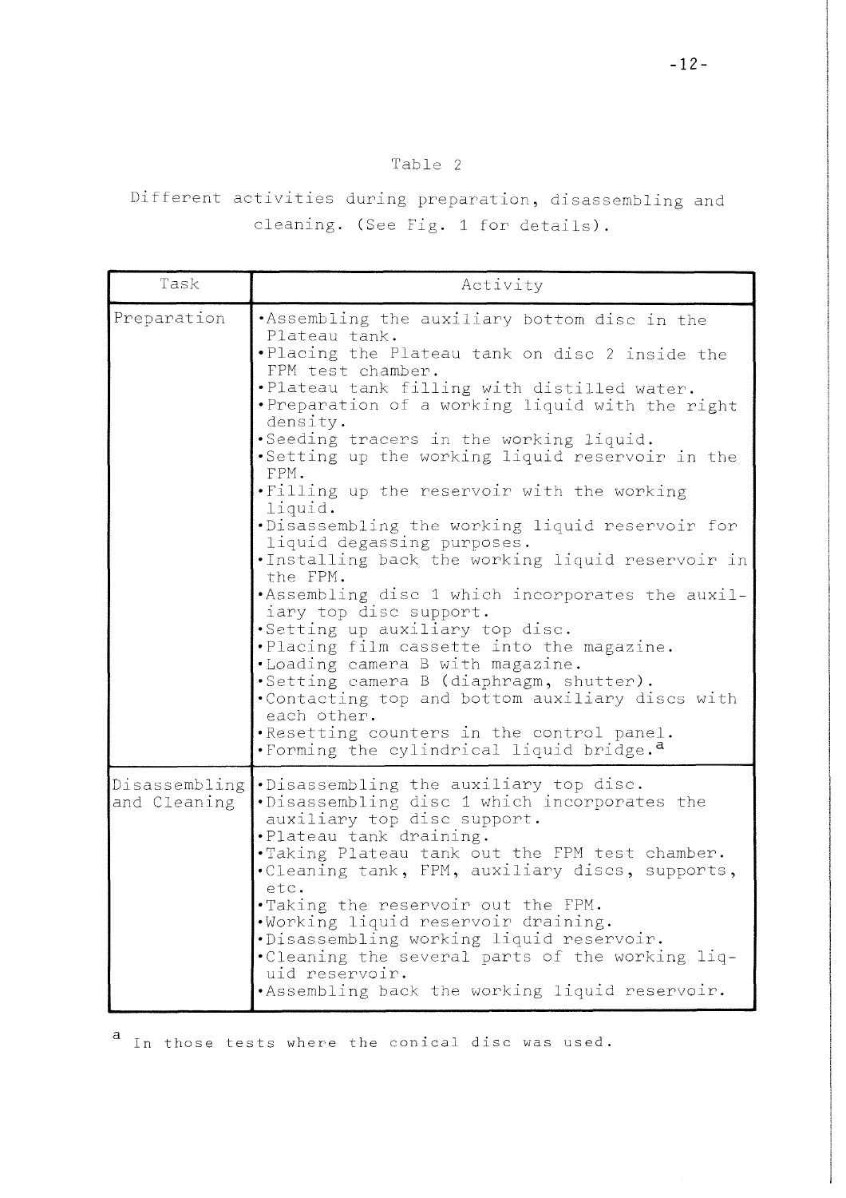Table 2

Different activities during preparation, disassembling and cleaning. (See Fig. 1 for details).

| Task | Activity |
|---|---|
| Preparation | •Assembling the auxiliary bottom disc in the Plateau tank.<br>•Placing the Plateau tank on disc 2 inside the FPM test chamber.<br>•Plateau tank filling with distilled water.<br>•Preparation of a working liquid with the right density.<br>•Seeding tracers in the working liquid.<br>•Setting up the working liquid reservoir in the FPM.<br>•Filling up the reservoir with the working liquid.<br>•Disassembling the working liquid reservoir for liquid degassing purposes.<br>•Installing back the working liquid reservoir in the FPM.<br>•Assembling disc 1 which incorporates the auxiliary top disc support.<br>•Setting up auxiliary top disc.<br>•Placing film cassette into the magazine.<br>•Loading camera B with magazine.<br>•Setting camera B (diaphragm, shutter).<br>•Contacting top and bottom auxiliary discs with each other.<br>•Resetting counters in the control panel.<br>•Forming the cylindrical liquid bridge.[a] |
| Disassembling and Cleaning | •Disassembling the auxiliary top disc.<br>•Disassembling disc 1 which incorporates the auxiliary top disc support.<br>•Plateau tank draining.<br>•Taking Plateau tank out the FPM test chamber.<br>•Cleaning tank, FPM, auxiliary discs, supports, etc.<br>•Taking the reservoir out the FPM.<br>•Working liquid reservoir draining.<br>•Disassembling working liquid reservoir.<br>•Cleaning the several parts of the working liquid reservoir.<br>•Assembling back the working liquid reservoir. |

[a] In those tests where the conical disc was used.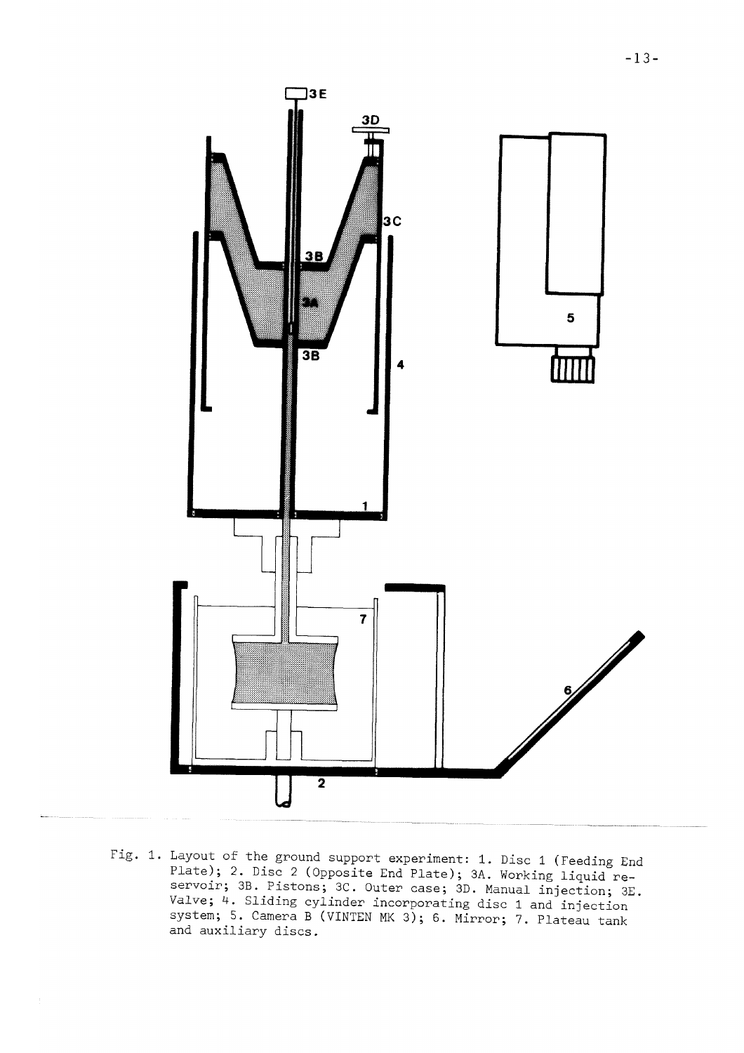Fig. 1. Layout of the ground support experiment: 1. Disc 1 (Feeding End Plate); 2. Disc 2 (Opposite End Plate); 3A. Working liquid reservoir; 3B. Pistons; 3C. Outer case; 3D. Manual injection; 3E. Valve; 4. Sliding cylinder incorporating disc 1 and injection system; 5. Camera B (VINTEN MK 3); 6. Mirror; 7. Plateau tank and auxiliary discs.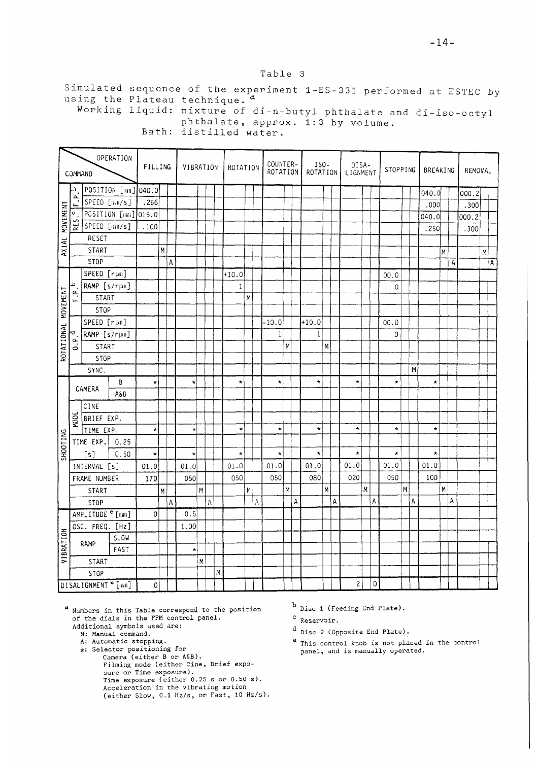Table 3

Simulated sequence of the experiment 1-ES-331 performed at ESTEC by using the Plateau technique.[a]

Working liquid: mixture of di-n-butyl phthalate and di-iso-octyl phthalate, approx. 1:3 by volume.

Bath: distilled water.

| COMMAND | | | FILLING | VIBRATION | ROTATION | COUNTER-ROTATION | ISO-ROTATION | DISALIGNMENT | STOPPING | BREAKING | REMOVAL |
|---|---|---|---|---|---|---|---|---|---|---|---|
| AXIAL MOVEMENT | F.P.[b] | POSITION [mm] | 040.0 | | | | | | | 040.0 | 000.2 |
| | | SPEED [mm/s] | .266 | | | | | | | .000 | .300 |
| | RES.[c] | POSITION [mm] | 015.0 | | | | | | | 040.0 | 000.2 |
| | | SPEED [mm/s] | .100 | | | | | | | .250 | .300 |
| | RESET | | | | | | | | | | |
| | START | | M | | | | | | | M | M |
| | STOP | | A | | | | | | | A | A |
| ROTATIONAL MOVEMENT | F.P.[b] | SPEED [rpm] | | | +10.0 | | | | 00.0 | | |
| | | RAMP [s/rpm] | | | 1 | | | | 0 | | |
| | | START | | | M | | | | | | |
| | | STOP | | | | | | | | | |
| | O.P.[d] | SPEED [rpm] | | | | -10.0 | +10.0 | | 00.0 | | |
| | | RAMP [s/rpm] | | | | 1 | 1 | | 0 | | |
| | | START | | | | M | M | | | | |
| | | STOP | | | | | | | | | |
| | SYNC. | | | | | | | | M | | |
| SHOOTING | CAMERA | B | * | * | * | * | * | * | * | * | |
| | | A&B | | | | | | | | | |
| | MODE | CINE | | | | | | | | | |
| | | BRIEF EXP. | | | | | | | | | |
| | | TIME EXP. | * | * | * | * | * | * | * | * | |
| | TIME EXP. [s] | 0.25 | | | | | | | | | |
| | | 0.50 | * | * | * | * | * | * | * | * | |
| | INTERVAL [s] | | 01.0 | 01.0 | 01.0 | 01.0 | 01.0 | 01.0 | 01.0 | 01.0 | |
| | FRAME NUMBER | | 170 | 050 | 050 | 050 | 080 | 020 | 050 | 100 | |
| | START | | M | M | M | M | M | M | M | M | |
| | STOP | | A | A | A | A | A | A | A | A | |
| VIBRATION | AMPLITUDE[e] [mm] | | 0 | 0.5 | | | | | | | |
| | OSC. FREQ. [Hz] | | | 1.00 | | | | | | | |
| | RAMP | SLOW | | | | | | | | | |
| | | FAST | | * | | | | | | | |
| | START | | | M | | | | | | | |
| | STOP | | | M | | | | | | | |
| DISALIGNMENT[e] [mm] | | | 0 | | | | | 2, 0 | | | |

[a] Numbers in this Table correspond to the position of the dials in the FPM control panel.
Additional symbols used are:
- M: Manual command.
- A: Automatic stopping.
- *: Selector positioning for
  Camera (either B or A&B).
  Filming mode (either Cine, Brief exposure or Time exposure).
  Time exposure (either 0.25 s or 0.50 s).
  Acceleration in the vibrating motion (either Slow, 0.1 Hz/s, or Fast, 10 Hz/s).

[b] Disc 1 (Feeding End Plate).

[c] Reservoir.

[d] Disc 2 (Opposite End Plate).

[e] This control knob is not placed in the control panel, and is manually operated.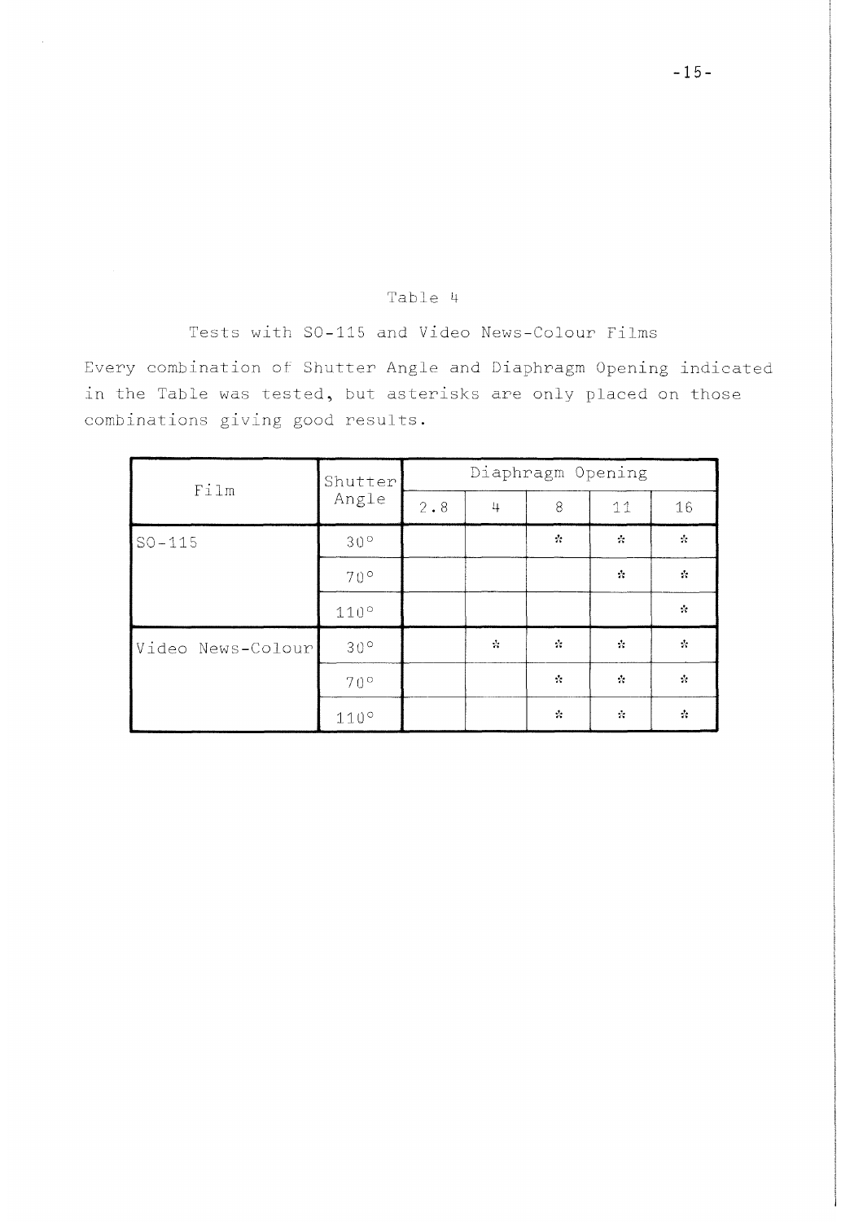Table 4

Tests with SO-115 and Video News-Colour Films

Every combination of Shutter Angle and Diaphragm Opening indicated in the Table was tested, but asterisks are only placed on those combinations giving good results.

| Film | Shutter Angle | Diaphragm Opening | | | | |
|---|---|---|---|---|---|---|
| | | 2.8 | 4 | 8 | 11 | 16 |
| SO-115 | 30° | | | * | * | * |
| | 70° | | | | * | * |
| | 110° | | | | | * |
| Video News-Colour | 30° | | * | * | * | * |
| | 70° | | | * | * | * |
| | 110° | | | * | * | * |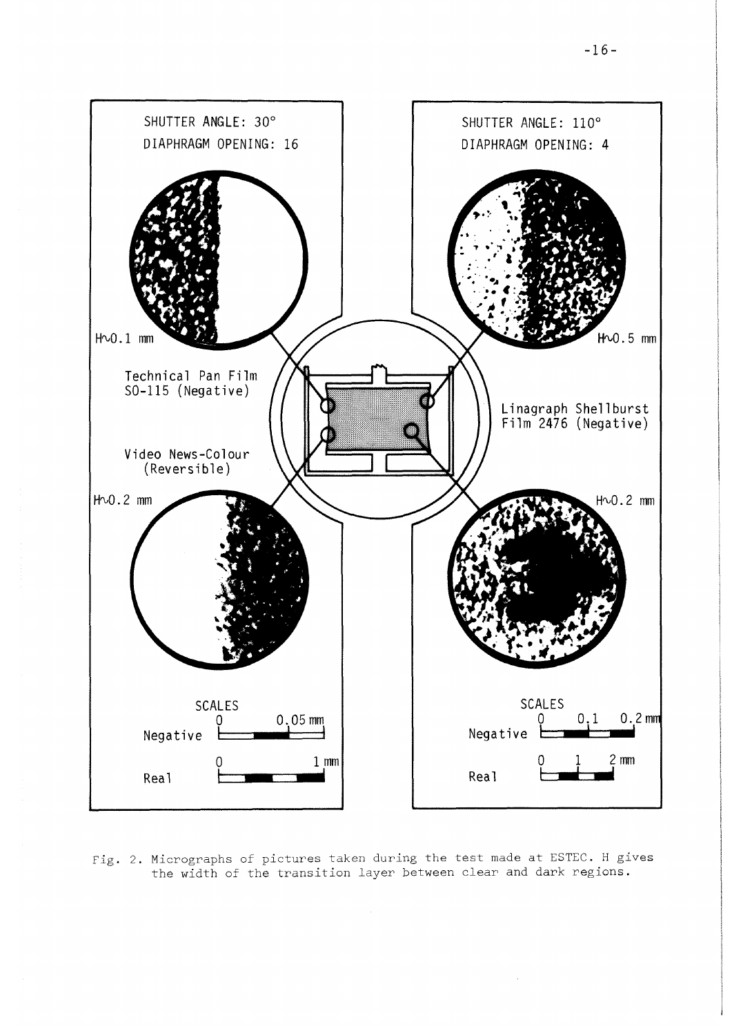SHUTTER ANGLE: 30°

DIAPHRAGM OPENING: 16

SHUTTER ANGLE: 110°

DIAPHRAGM OPENING: 4

H∼0.1 mm

H∼0.5 mm

Technical Pan Film SO-115 (Negative)

Linagraph Shellburst Film 2476 (Negative)

Video News-Colour (Reversible)

H∼0.2 mm

H∼0.2 mm

SCALES

Negative 0 0.05 mm

Real 0 1 mm

SCALES

Negative 0 0.1 0.2 mm

Real 0 1 2 mm

Fig. 2. Micrographs of pictures taken during the test made at ESTEC. H gives the width of the transition layer between clear and dark regions.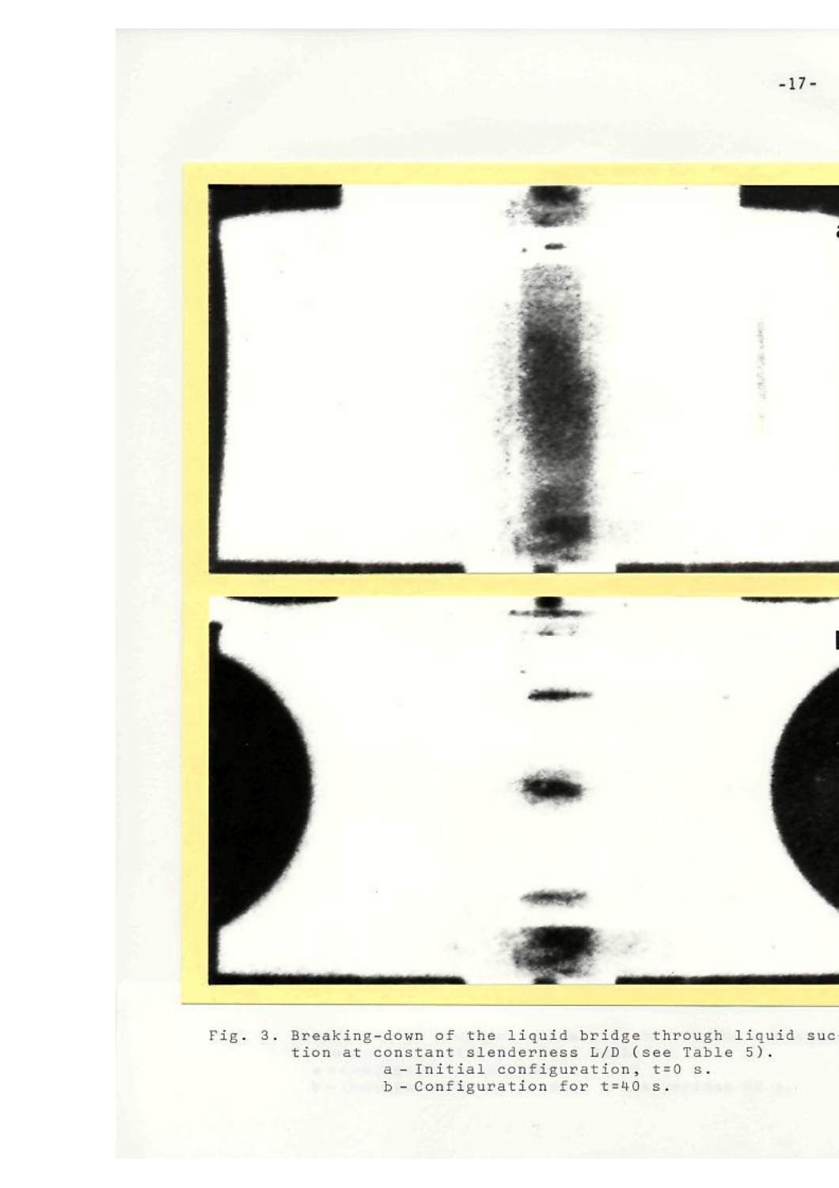Fig. 3. Breaking-down of the liquid bridge through liquid suction at constant slenderness L/D (see Table 5).
a - Initial configuration, t=0 s.
b - Configuration for t=40 s.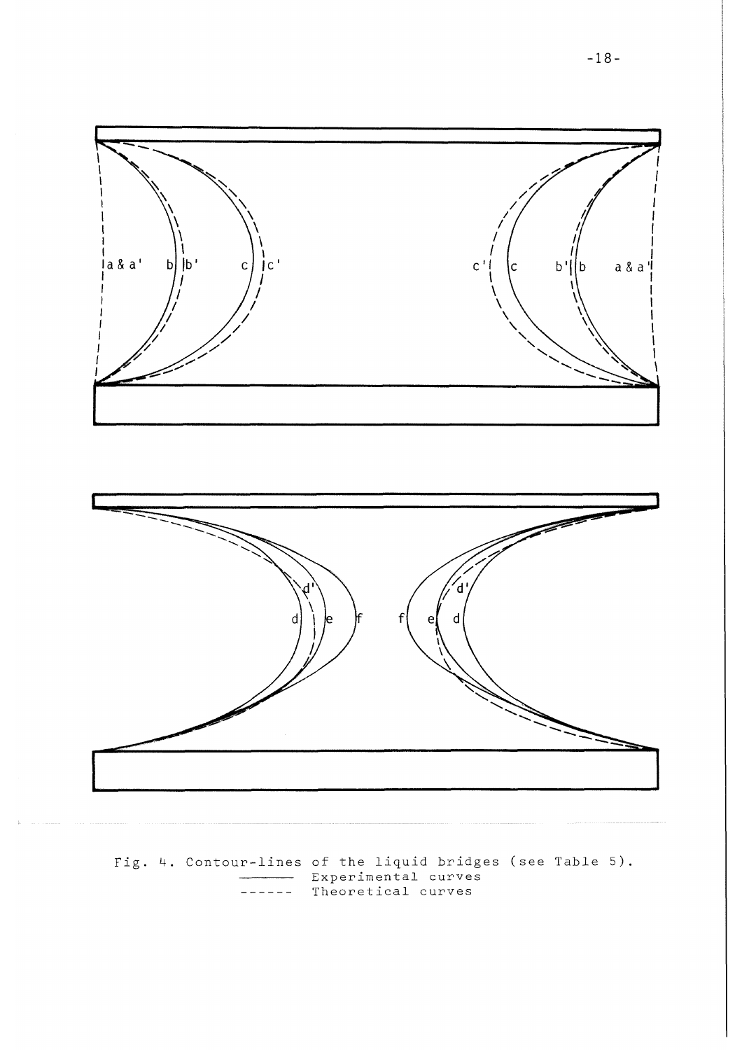Fig. 4. Contour-lines of the liquid bridges (see Table 5).
——— Experimental curves
------ Theoretical curves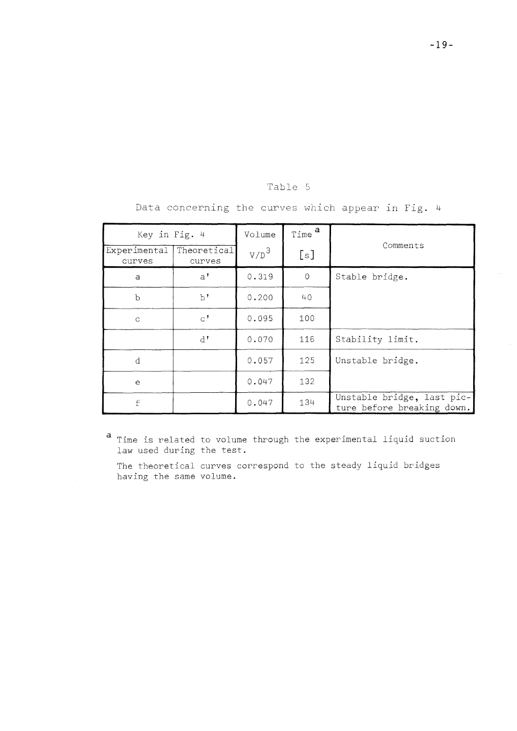Table 5

Data concerning the curves which appear in Fig. 4

| Key in Fig. 4 | | Volume | Time [a] | Comments |
|---|---|---|---|---|
| Experimental curves | Theoretical curves | $V/D^3$ | [s] | |
| a | a' | 0.319 | 0 | Stable bridge. |
| b | b' | 0.200 | 40 | |
| c | c' | 0.095 | 100 | |
| | d' | 0.070 | 116 | Stability limit. |
| d | | 0.057 | 125 | Unstable bridge. |
| e | | 0.047 | 132 | |
| f | | 0.047 | 134 | Unstable bridge, last picture before breaking down. |

[a] Time is related to volume through the experimental liquid suction law used during the test.

The theoretical curves correspond to the steady liquid bridges having the same volume.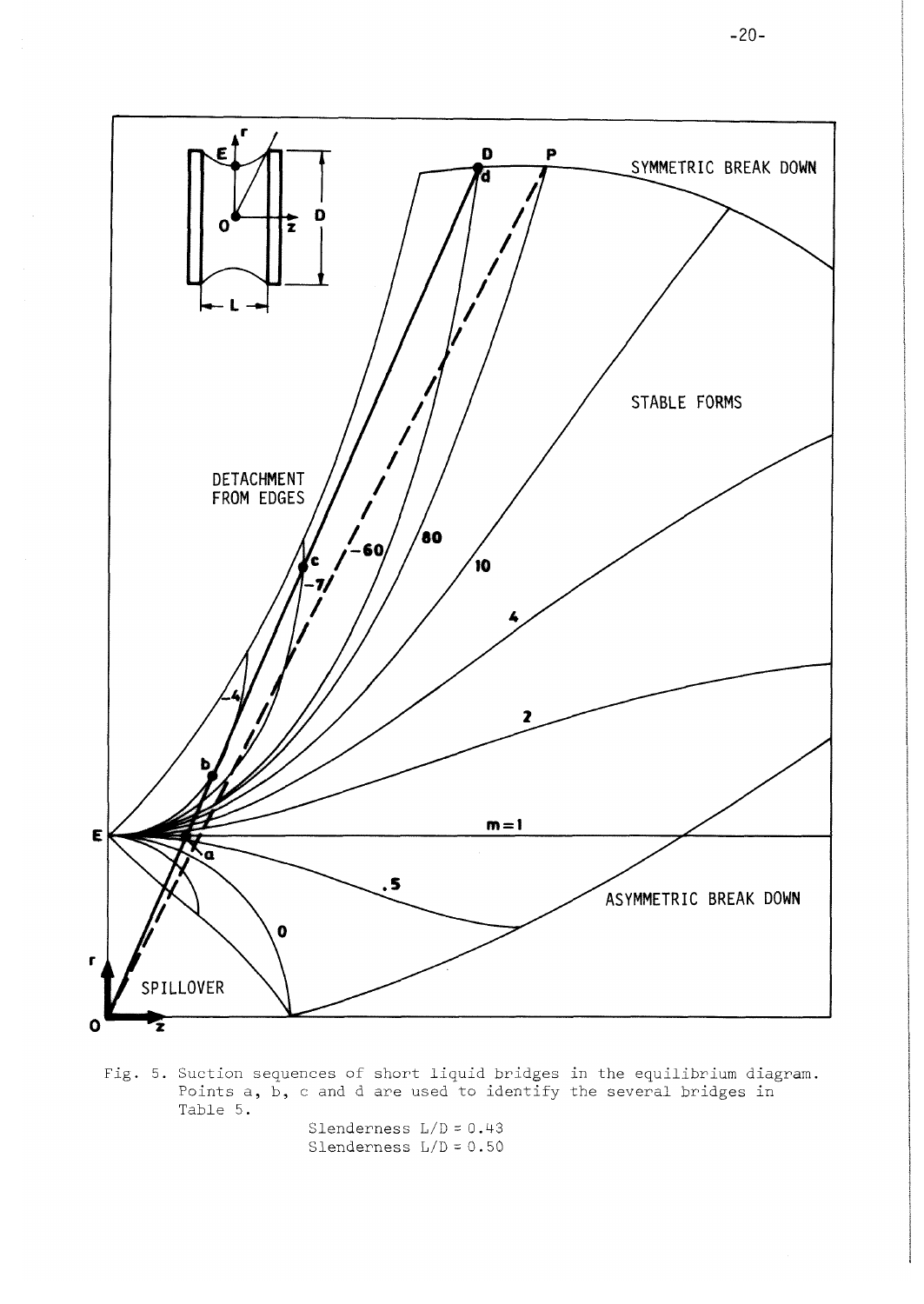Fig. 5. Suction sequences of short liquid bridges in the equilibrium diagram. Points a, b, c and d are used to identify the several bridges in Table 5.

Slenderness L/D = 0.43
Slenderness L/D = 0.50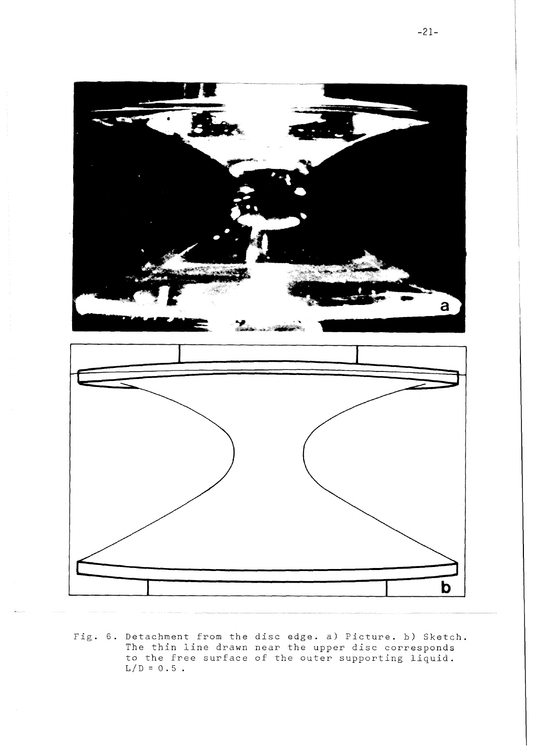Fig. 6. Detachment from the disc edge. a) Picture. b) Sketch. The thin line drawn near the upper disc corresponds to the free surface of the outer supporting liquid. $L/D = 0.5$ .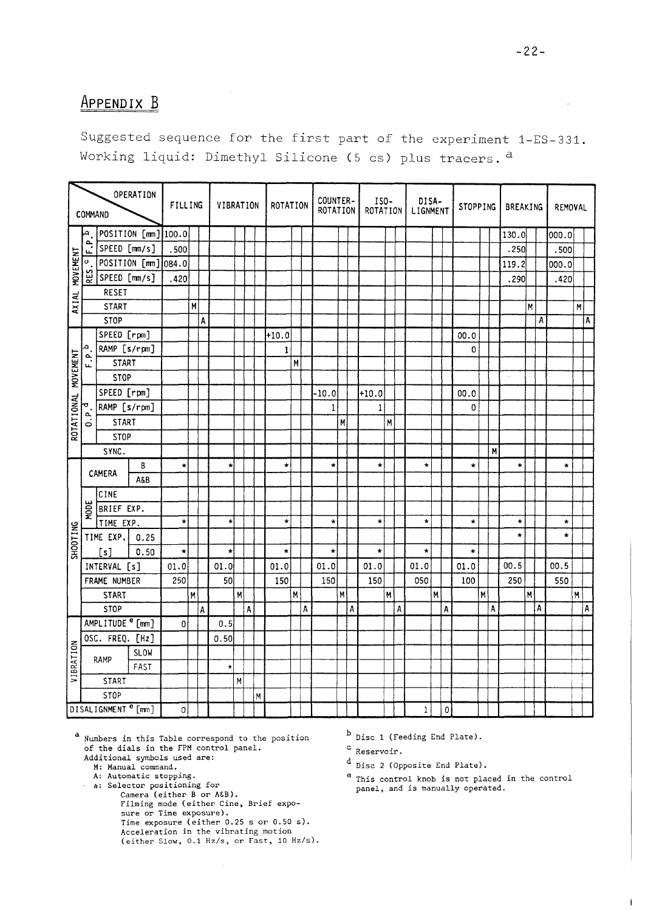## Appendix B

Suggested sequence for the first part of the experiment 1-ES-331. Working liquid: Dimethyl Silicone (5 cs) plus tracers. [a]

| Command \ Operation | Filling | | | Vibration | | | | Rotation | | | Counter-rotation | | | Iso-rotation | | | Disalignment | | | Stopping | | | Breaking | | | Removal | | |
|---|---|---|---|---|---|---|---|---|---|---|---|---|---|---|---|---|---|---|---|---|---|---|---|---|---|---|---|---|
| Axial movement – F.P.[b] Position [mm] | 100.0 | | | | | | | | | | | | | | | | | | | | | | | 130.0 | | | 000.0 | | |
| Axial movement – F.P.[b] Speed [mm/s] | .500 | | | | | | | | | | | | | | | | | | | | | | | .250 | | | .500 | | |
| Axial movement – Res.[c] Position [mm] | 084.0 | | | | | | | | | | | | | | | | | | | | | | | 119.2 | | | 000.0 | | |
| Axial movement – Res.[c] Speed [mm/s] | .420 | | | | | | | | | | | | | | | | | | | | | | | .290 | | | .420 | | |
| Axial movement – Reset | | | | | | | | | | | | | | | | | | | | | | | | | | | | | |
| Axial movement – Start | | M | | | | | | | | | | | | | | | | | | | | | | | M | | | M | |
| Axial movement – Stop | | | A | | | | | | | | | | | | | | | | | | | | | | | A | | | A |
| Rotational movement – F.P.[b] Speed [rpm] | | | | | | | | +10.0 | | | | | | | | | | | | 00.0 | | | | | | | | |
| Rotational movement – F.P.[b] Ramp [s/rpm] | | | | | | | | 1 | | | | | | | | | | | | 0 | | | | | | | | |
| Rotational movement – F.P.[b] Start | | | | | | | | | M | | | | | | | | | | | | | | | | | | | |
| Rotational movement – F.P.[b] Stop | | | | | | | | | | | | | | | | | | | | | | | | | | | | |
| Rotational movement – O.P.[d] Speed [rpm] | | | | | | | | | | | -10.0 | | | +10.0 | | | | | | 00.0 | | | | | | | | |
| Rotational movement – O.P.[d] Ramp [s/rpm] | | | | | | | | | | | 1 | | | 1 | | | | | | 0 | | | | | | | | |
| Rotational movement – O.P.[d] Start | | | | | | | | | | | | M | | | M | | | | | | | | | | | | | |
| Rotational movement – O.P.[d] Stop | | | | | | | | | | | | | | | | | | | | | | | | | | | | |
| Rotational movement – Sync. | | | | | | | | | | | | | | | | | | | | | | M | | | | | | |
| Shooting – Camera B | * | | | * | | | | * | | | * | | | * | | | * | | | * | | | * | | | * | | |
| Shooting – Camera A&B | | | | | | | | | | | | | | | | | | | | | | | | | | | | |
| Shooting – Mode Cine | | | | | | | | | | | | | | | | | | | | | | | | | | | | |
| Shooting – Mode Brief exp. | | | | | | | | | | | | | | | | | | | | | | | | | | | | |
| Shooting – Mode Time exp. | * | | | * | | | | * | | | * | | | * | | | * | | | * | | | * | | | * | | |
| Shooting – Time exp. [s] 0.25 | | | | | | | | | | | | | | | | | | | | | | | * | | | * | | |
| Shooting – Time exp. [s] 0.50 | * | | | * | | | | * | | | * | | | * | | | * | | | * | | | | | | | | |
| Shooting – Interval [s] | 01.0 | | | 01.0 | | | | 01.0 | | | 01.0 | | | 01.0 | | | 01.0 | | | 01.0 | | | 00.5 | | | 00.5 | | |
| Shooting – Frame number | 250 | | | 50 | | | | 150 | | | 150 | | | 150 | | | 050 | | | 100 | | | 250 | | | 550 | | |
| Shooting – Start | | M | | | M | | | | M | | | M | | | M | | | M | | | M | | | M | | | M | |
| Shooting – Stop | | | A | | | A | | | | A | | | A | | | A | | | A | | | A | | | A | | | A |
| Vibration – Amplitude[e] [mm] | 0 | | | 0.5 | | | | | | | | | | | | | | | | | | | | | | | | |
| Vibration – Osc. freq. [Hz] | | | | 0.50 | | | | | | | | | | | | | | | | | | | | | | | | |
| Vibration – Ramp Slow | | | | | | | | | | | | | | | | | | | | | | | | | | | | |
| Vibration – Ramp Fast | | | | * | | | | | | | | | | | | | | | | | | | | | | | | |
| Vibration – Start | | | | | M | | | | | | | | | | | | | | | | | | | | | | | |
| Vibration – Stop | | | | | | | M | | | | | | | | | | | | | | | | | | | | | |
| Disalignment[e] [mm] | 0 | | | | | | | | | | | | | | | | 1 | | 0 | | | | | | | | | |

[a] Numbers in this Table correspond to the position of the dials in the FPM control panel.
Additional symbols used are:
- M: Manual command.
- A: Automatic stopping.
- *: Selector positioning for
  - Camera (either B or A&B).
  - Filming mode (either Cine, Brief exposure or Time exposure).
  - Time exposure (either 0.25 s or 0.50 s).
  - Acceleration in the vibrating motion (either Slow, 0.1 Hz/s, or Fast, 10 Hz/s).

[b] Disc 1 (Feeding End Plate).

[c] Reservoir.

[d] Disc 2 (Opposite End Plate).

[e] This control knob is not placed in the control panel, and is manually operated.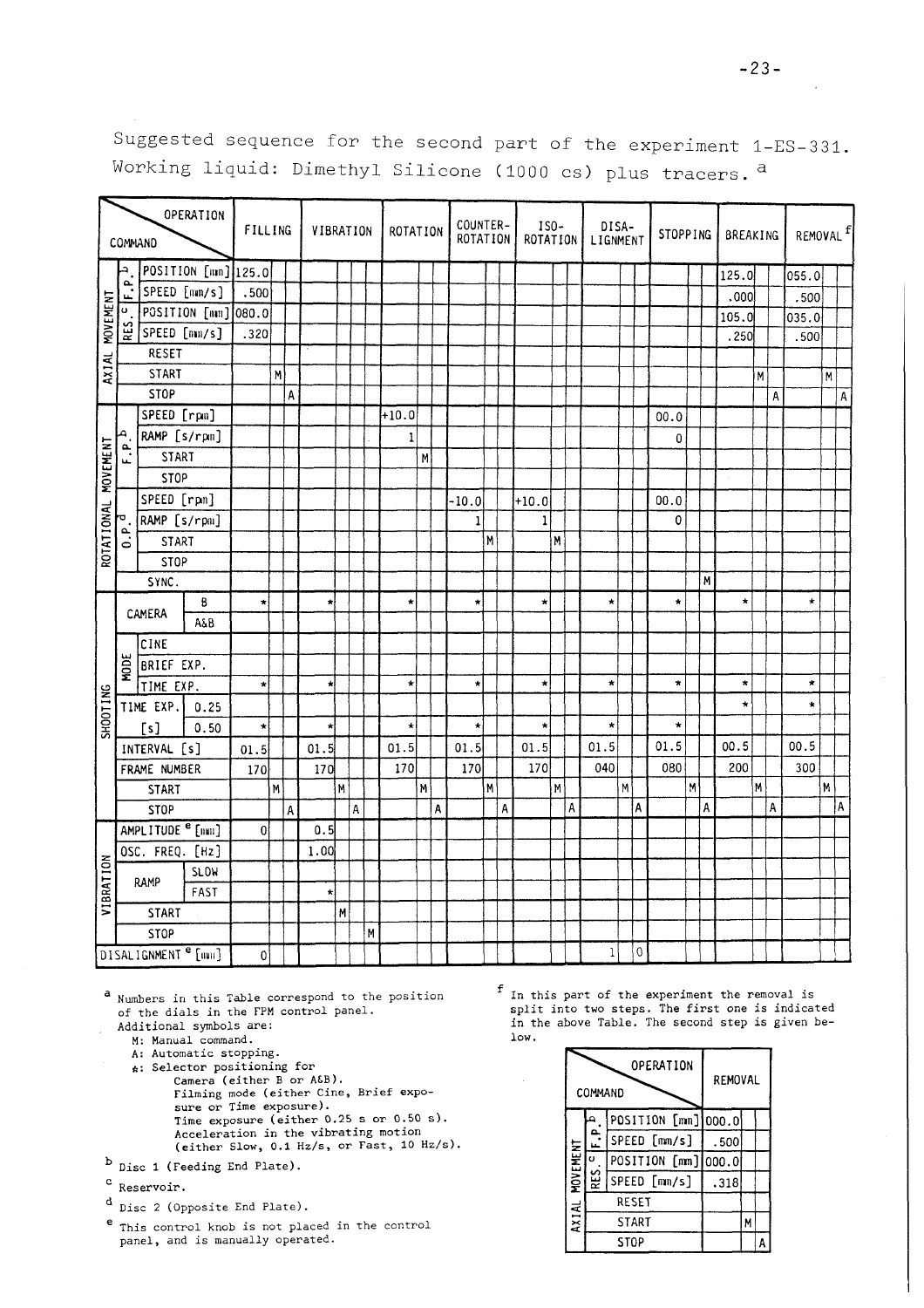Suggested sequence for the second part of the experiment 1-ES-331.
Working liquid: Dimethyl Silicone (1000 cs) plus tracers. [a]

| COMMAND | | OPERATION | FILLING | | | VIBRATION | | | | ROTATION | | | COUNTER-ROTATION | | | ISO-ROTATION | | | DISALIGNMENT | | | STOPPING | | | BREAKING | | | REMOVAL [f] | | |
|---|---|---|---|---|---|---|---|---|---|---|---|---|---|---|---|---|---|---|---|---|---|---|---|---|---|---|---|---|---|---|
| AXIAL MOVEMENT | F.P. [b] | POSITION [mm] | 125.0 | | | | | | | | | | | | | | | | | | | | | | 125.0 | | | 055.0 | | |
| AXIAL MOVEMENT | F.P. [b] | SPEED [mm/s] | .500 | | | | | | | | | | | | | | | | | | | | | | .000 | | | .500 | | |
| AXIAL MOVEMENT | RES. [c] | POSITION [mm] | 080.0 | | | | | | | | | | | | | | | | | | | | | | 105.0 | | | 035.0 | | |
| AXIAL MOVEMENT | RES. [c] | SPEED [mm/s] | .320 | | | | | | | | | | | | | | | | | | | | | | .250 | | | .500 | | |
| AXIAL MOVEMENT | | RESET | | | | | | | | | | | | | | | | | | | | | | | | | | | | |
| AXIAL MOVEMENT | | START | | M | | | | | | | | | | | | | | | | | | | | | | M | | | M | |
| AXIAL MOVEMENT | | STOP | | | A | | | | | | | | | | | | | | | | | | | | | | A | | | A |
| ROTATIONAL MOVEMENT | F.P. [b] | SPEED [rpm] | | | | | | | | +10.0 | | | | | | | | | | | | 00.0 | | | | | | | | |
| ROTATIONAL MOVEMENT | F.P. [b] | RAMP [s/rpm] | | | | | | | | 1 | | | | | | | | | | | | 0 | | | | | | | | |
| ROTATIONAL MOVEMENT | F.P. [b] | START | | | | | | | | | M | | | | | | | | | | | | | | | | | | | |
| ROTATIONAL MOVEMENT | F.P. [b] | STOP | | | | | | | | | | | | | | | | | | | | | | | | | | | | |
| ROTATIONAL MOVEMENT | O.P. [d] | SPEED [rpm] | | | | | | | | | | | -10.0 | | | +10.0 | | | | | | 00.0 | | | | | | | | |
| ROTATIONAL MOVEMENT | O.P. [d] | RAMP [s/rpm] | | | | | | | | | | | 1 | | | 1 | | | | | | 0 | | | | | | | | |
| ROTATIONAL MOVEMENT | O.P. [d] | START | | | | | | | | | | | | M | | | M | | | | | | | | | | | | | |
| ROTATIONAL MOVEMENT | O.P. [d] | STOP | | | | | | | | | | | | | | | | | | | | | | | | | | | | |
| ROTATIONAL MOVEMENT | | SYNC. | | | | | | | | | | | | | | | | | | | | | | M | | | | | | |
| SHOOTING | CAMERA | B | * | | | * | | | | * | | | * | | | * | | | * | | | * | | | * | | | * | | |
| SHOOTING | CAMERA | A&B | | | | | | | | | | | | | | | | | | | | | | | | | | | | |
| SHOOTING | MODE | CINE | | | | | | | | | | | | | | | | | | | | | | | | | | | | |
| SHOOTING | MODE | BRIEF EXP. | | | | | | | | | | | | | | | | | | | | | | | | | | | | |
| SHOOTING | MODE | TIME EXP. | * | | | * | | | | * | | | * | | | * | | | * | | | * | | | * | | | * | | |
| SHOOTING | TIME EXP. [s] | 0.25 | | | | | | | | | | | | | | | | | | | | | | | * | | | * | | |
| SHOOTING | TIME EXP. [s] | 0.50 | * | | | * | | | | * | | | * | | | * | | | * | | | * | | | | | | | | |
| SHOOTING | | INTERVAL [s] | 01.5 | | | 01.5 | | | | 01.5 | | | 01.5 | | | 01.5 | | | 01.5 | | | 01.5 | | | 00.5 | | | 00.5 | | |
| SHOOTING | | FRAME NUMBER | 170 | | | 170 | | | | 170 | | | 170 | | | 170 | | | 040 | | | 080 | | | 200 | | | 300 | | |
| SHOOTING | | START | | M | | | M | | | | M | | | M | | | M | | | M | | | M | | | M | | | M | |
| SHOOTING | | STOP | | | A | | | A | | | | A | | | A | | | A | | | A | | | A | | | A | | | A |
| VIBRATION | | AMPLITUDE [e] [mm] | 0 | | | 0.5 | | | | | | | | | | | | | | | | | | | | | | | | |
| VIBRATION | | OSC. FREQ. [Hz] | | | | 1.00 | | | | | | | | | | | | | | | | | | | | | | | | |
| VIBRATION | RAMP | SLOW | | | | | | | | | | | | | | | | | | | | | | | | | | | | |
| VIBRATION | RAMP | FAST | | | | * | | | | | | | | | | | | | | | | | | | | | | | | |
| VIBRATION | | START | | | | | M | | | | | | | | | | | | | | | | | | | | | | | |
| VIBRATION | | STOP | | | | | | | M | | | | | | | | | | | | | | | | | | | | | |
| DISALIGNMENT [e] [mm] | | | 0 | | | | | | | | | | | | | | | | 1 | | 0 | | | | | | | | | |

[a] Numbers in this Table correspond to the position of the dials in the FPM control panel.
Additional symbols are:
M: Manual command.
A: Automatic stopping.
*: Selector positioning for
Camera (either B or A&B).
Filming mode (either Cine, Brief exposure or Time exposure).
Time exposure (either 0.25 s or 0.50 s).
Acceleration in the vibrating motion (either Slow, 0.1 Hz/s, or Fast, 10 Hz/s).

[b] Disc 1 (Feeding End Plate).

[c] Reservoir.

[d] Disc 2 (Opposite End Plate).

[e] This control knob is not placed in the control panel, and is manually operated.

[f] In this part of the experiment the removal is split into two steps. The first one is indicated in the above Table. The second step is given below.

| COMMAND | | OPERATION | REMOVAL | | |
|---|---|---|---|---|---|
| AXIAL MOVEMENT | F.P. [b] | POSITION [mm] | 000.0 | | |
| AXIAL MOVEMENT | F.P. [b] | SPEED [mm/s] | .500 | | |
| AXIAL MOVEMENT | RES. [c] | POSITION [mm] | 000.0 | | |
| AXIAL MOVEMENT | RES. [c] | SPEED [mm/s] | .318 | | |
| AXIAL MOVEMENT | | RESET | | | |
| AXIAL MOVEMENT | | START | | M | |
| AXIAL MOVEMENT | | STOP | | | A |